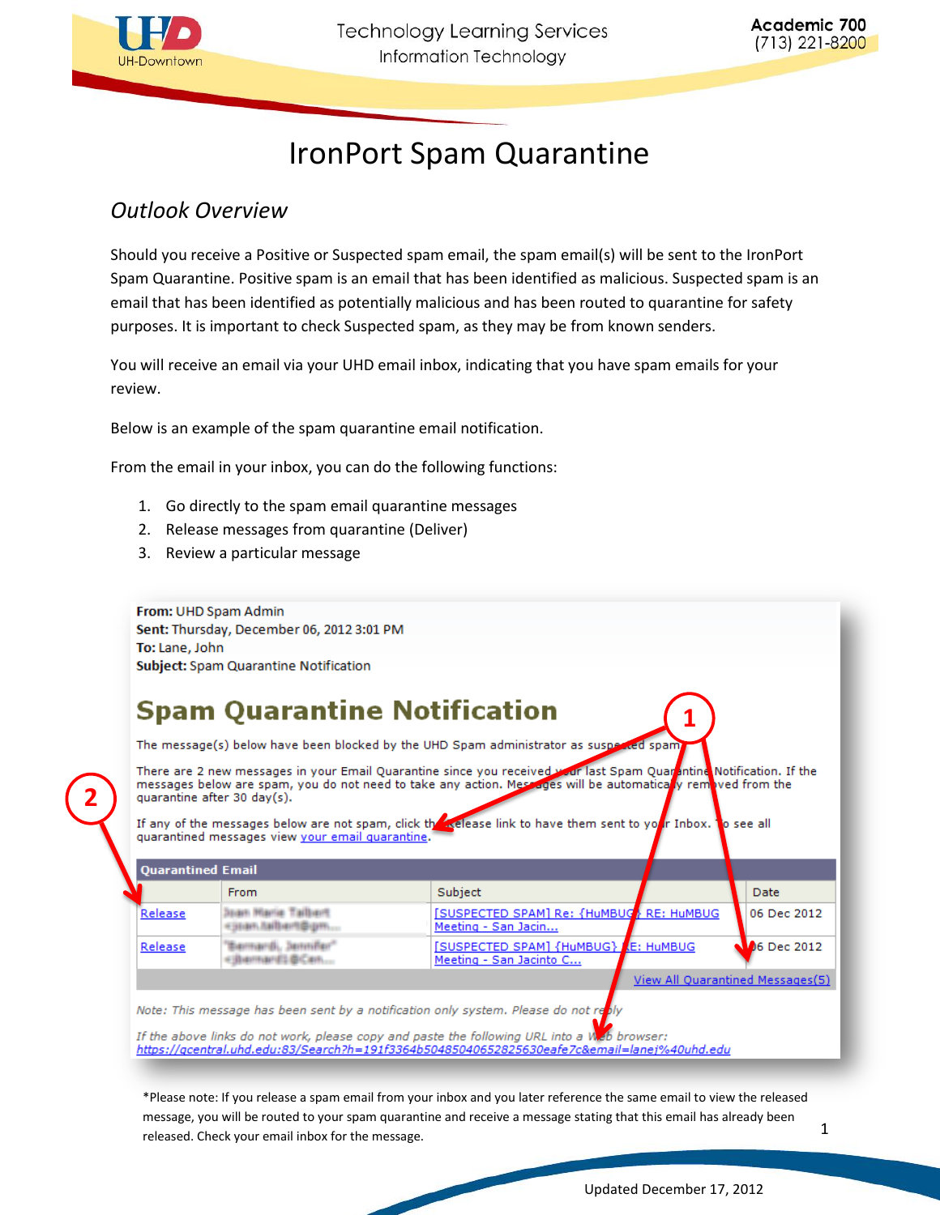# IronPort Spam Quarantine

## *Outlook Overview*

Should you receive a Positive or Suspected spam email, the spam email(s) will be sent to the IronPort Spam Quarantine. Positive spam is an email that has been identified as malicious. Suspected spam is an email that has been identified as potentially malicious and has been routed to quarantine for safety purposes. It is important to check Suspected spam, as they may be from known senders.

You will receive an email via your UHD email inbox, indicating that you have spam emails for your review.

Below is an example of the spam quarantine email notification.

From the email in your inbox, you can do the following functions:

1. Go directly to the spam email quarantine messages
2. Release messages from quarantine (Deliver)
3. Review a particular message

**From:** UHD Spam Admin
**Sent:** Thursday, December 06, 2012 3:01 PM
**To:** Lane, John
**Subject:** Spam Quarantine Notification

**Spam Quarantine Notification**

The message(s) below have been blocked by the UHD Spam administrator as suspected spam.

There are 2 new messages in your Email Quarantine since you received your last Spam Quarantine Notification. If the messages below are spam, you do not need to take any action. Messages will be automatically removed from the quarantine after 30 day(s).

If any of the messages below are not spam, click the Release link to have them sent to your Inbox. To see all quarantined messages view your email quarantine.

**Quarantined Email**

| | From | Subject | Date |
|---|---|---|---|
| Release | Joan Marie Talbert <joan.talbert@gm... | [SUSPECTED SPAM] Re: {HuMBUG} RE: HuMBUG Meeting - San Jacin... | 06 Dec 2012 |
| Release | "Bernardi, Jennifer" <jbernardi@Cen... | [SUSPECTED SPAM] {HuMBUG} RE: HuMBUG Meeting - San Jacinto C... | 06 Dec 2012 |

View All Quarantined Messages(5)

*Note: This message has been sent by a notification only system. Please do not reply*

*If the above links do not work, please copy and paste the following URL into a Web browser:*
https://qcentral.uhd.edu:83/Search?h=191f3364b50485040652825630eafe7c&email=lanej%40uhd.edu

\*Please note: If you release a spam email from your inbox and you later reference the same email to view the released message, you will be routed to your spam quarantine and receive a message stating that this email has already been released. Check your email inbox for the message.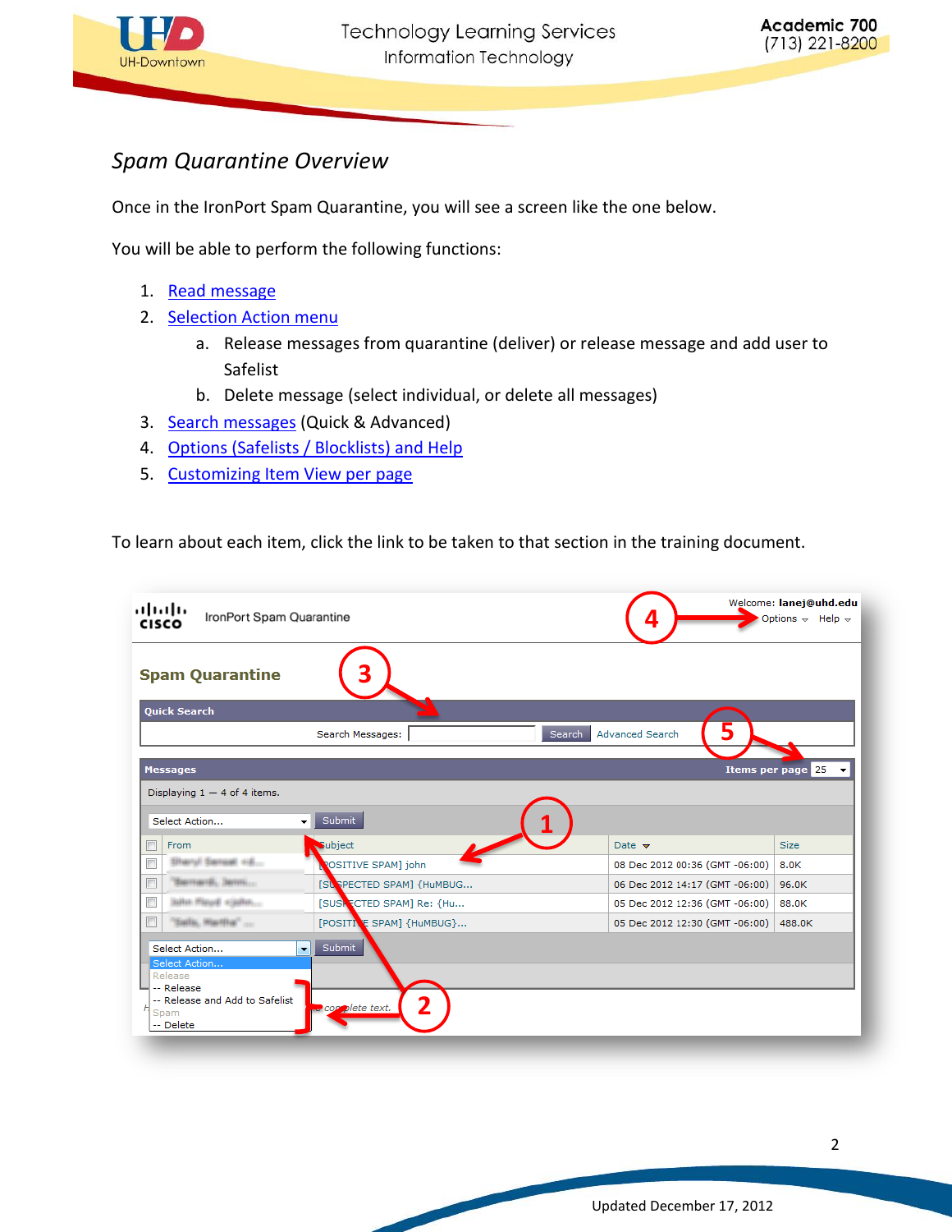## Spam Quarantine Overview

Once in the IronPort Spam Quarantine, you will see a screen like the one below.

You will be able to perform the following functions:

1. Read message
2. Selection Action menu
   a. Release messages from quarantine (deliver) or release message and add user to Safelist
   b. Delete message (select individual, or delete all messages)
3. Search messages (Quick & Advanced)
4. Options (Safelists / Blocklists) and Help
5. Customizing Item View per page

To learn about each item, click the link to be taken to that section in the training document.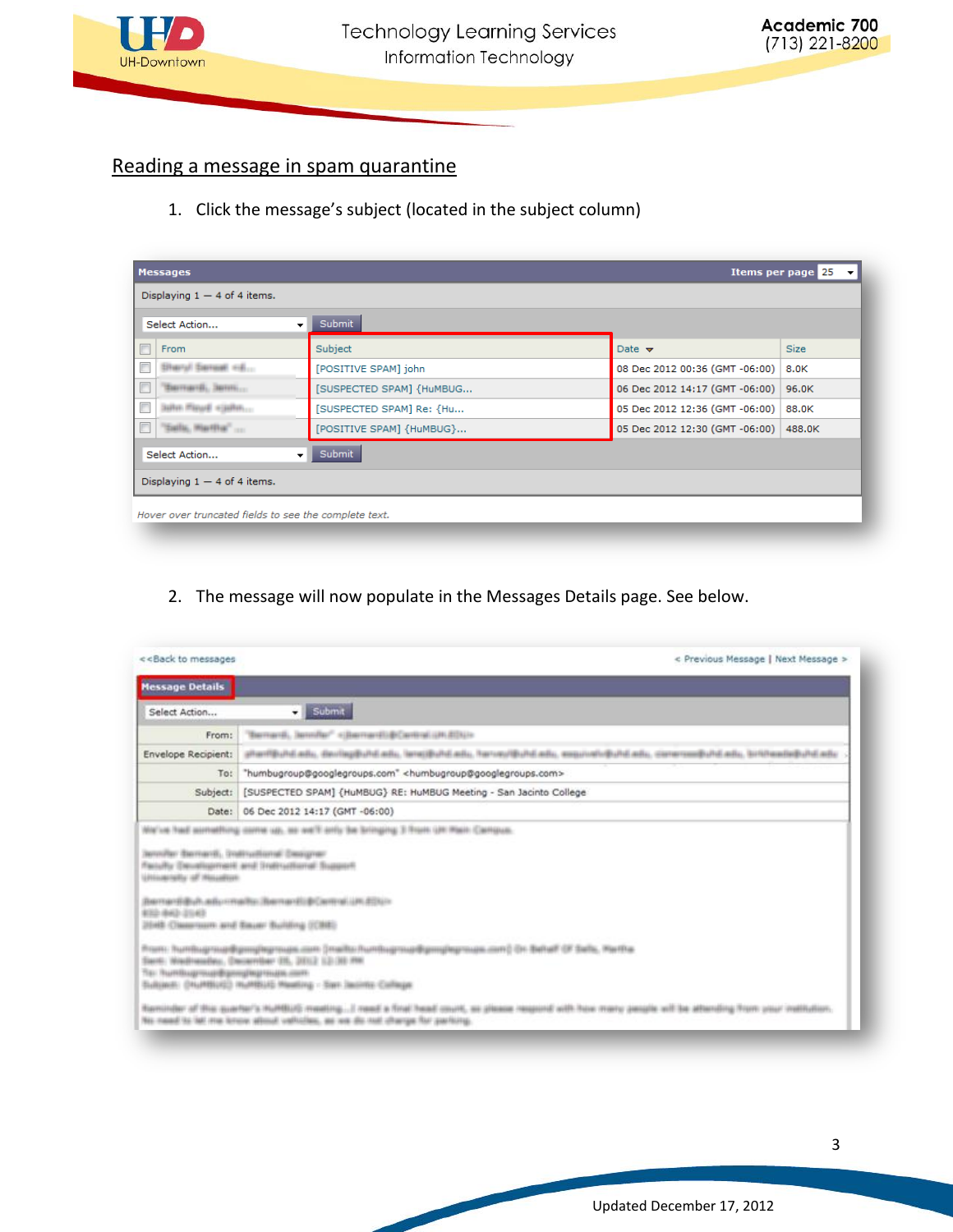## Reading a message in spam quarantine

1. Click the message's subject (located in the subject column)

2. The message will now populate in the Messages Details page. See below.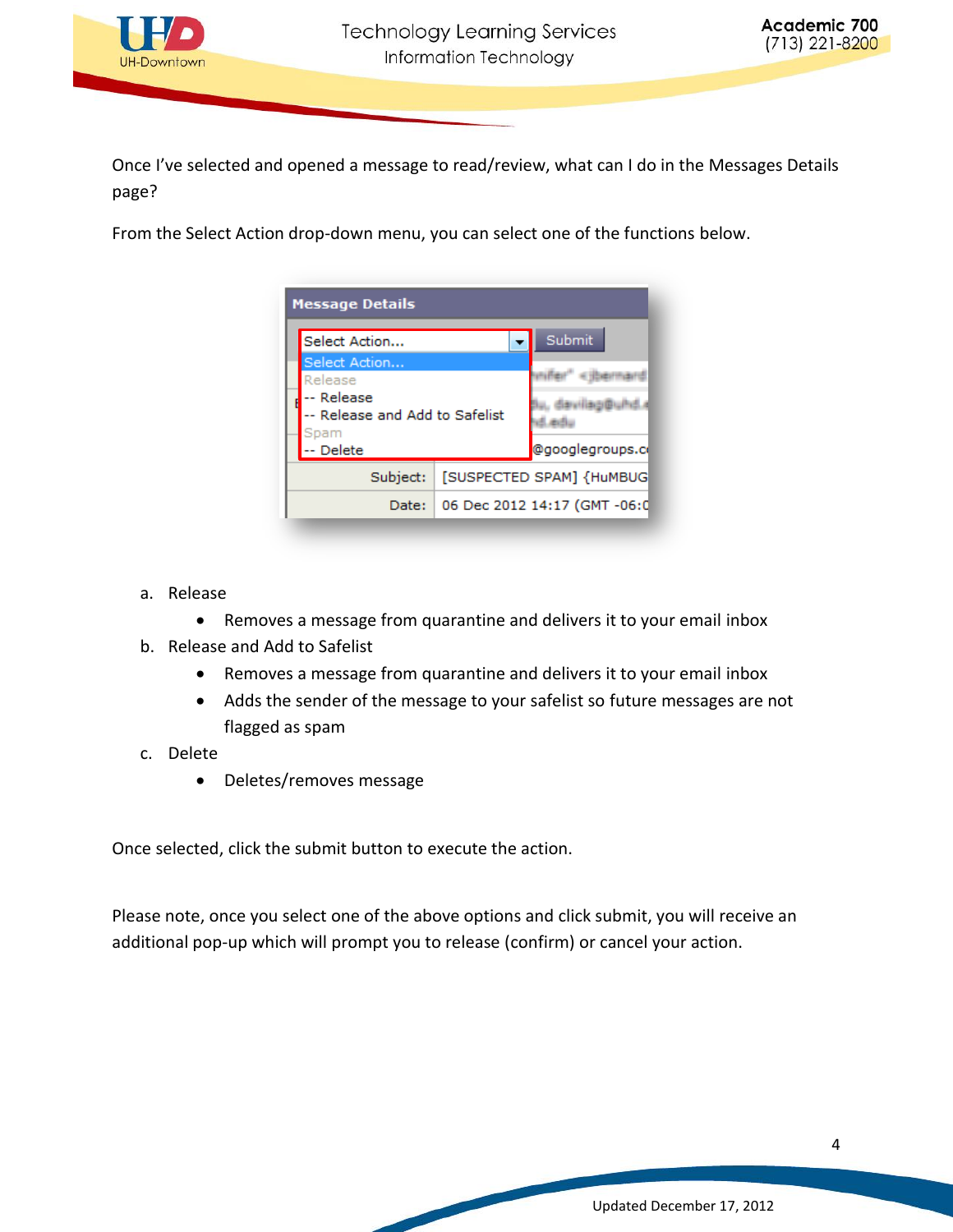Once I've selected and opened a message to read/review, what can I do in the Messages Details page?

From the Select Action drop-down menu, you can select one of the functions below.

a. Release
   - Removes a message from quarantine and delivers it to your email inbox
b. Release and Add to Safelist
   - Removes a message from quarantine and delivers it to your email inbox
   - Adds the sender of the message to your safelist so future messages are not flagged as spam
c. Delete
   - Deletes/removes message

Once selected, click the submit button to execute the action.

Please note, once you select one of the above options and click submit, you will receive an additional pop-up which will prompt you to release (confirm) or cancel your action.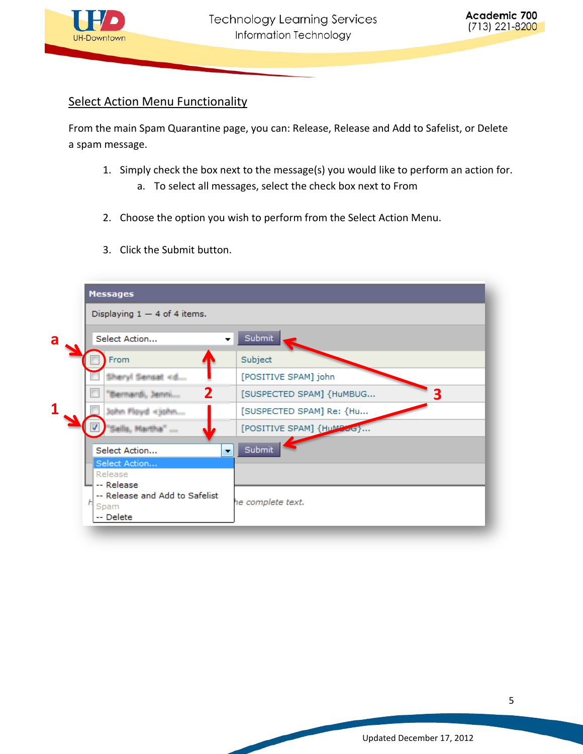## Select Action Menu Functionality

From the main Spam Quarantine page, you can: Release, Release and Add to Safelist, or Delete a spam message.

1. Simply check the box next to the message(s) you would like to perform an action for.
   a. To select all messages, select the check box next to From
2. Choose the option you wish to perform from the Select Action Menu.
3. Click the Submit button.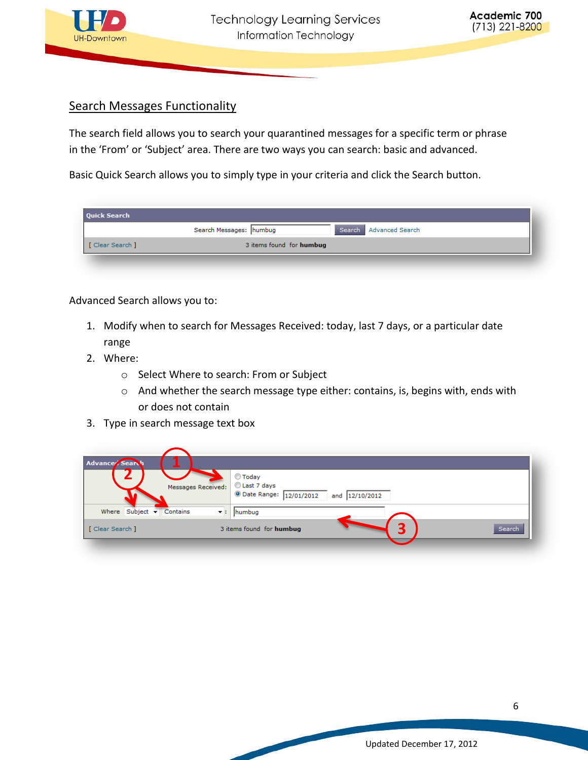## Search Messages Functionality

The search field allows you to search your quarantined messages for a specific term or phrase in the 'From' or 'Subject' area. There are two ways you can search: basic and advanced.

Basic Quick Search allows you to simply type in your criteria and click the Search button.

Advanced Search allows you to:

1. Modify when to search for Messages Received: today, last 7 days, or a particular date range
2. Where:
   - Select Where to search: From or Subject
   - And whether the search message type either: contains, is, begins with, ends with or does not contain
3. Type in search message text box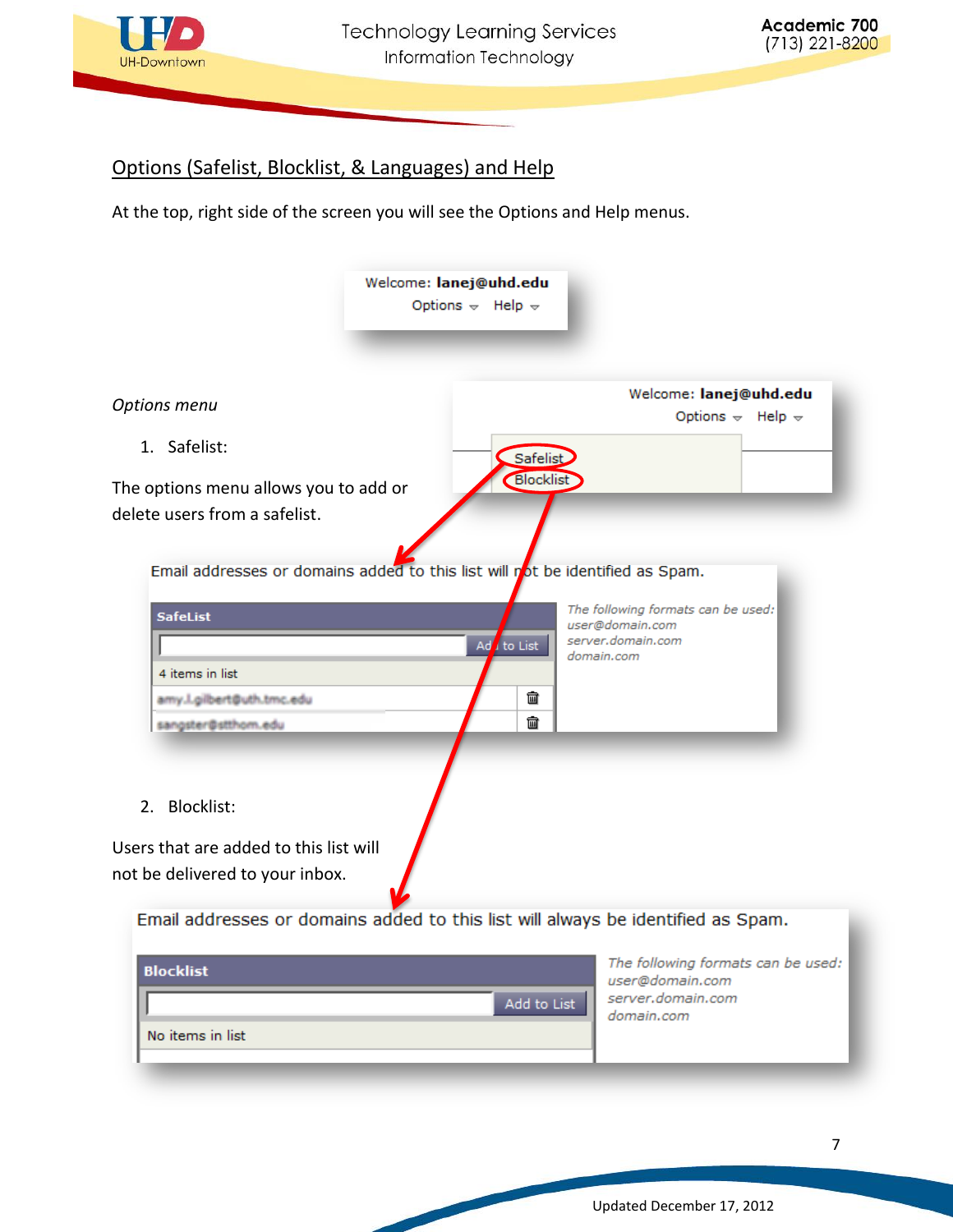## Options (Safelist, Blocklist, & Languages) and Help

At the top, right side of the screen you will see the Options and Help menus.

Welcome: **lanej@uhd.edu**
Options Help

*Options menu*

1. Safelist:

The options menu allows you to add or delete users from a safelist.

Welcome: **lanej@uhd.edu**
Options Help
Safelist
Blocklist

Email addresses or domains added to this list will not be identified as Spam.

| SafeList | |
|---|---|
| Add to List | |
| 4 items in list | |
| amy.l.gilbert@uth.tmc.edu | |
| sangster@stthom.edu | |

*The following formats can be used:*
*user@domain.com*
*server.domain.com*
*domain.com*

2. Blocklist:

Users that are added to this list will not be delivered to your inbox.

Email addresses or domains added to this list will always be identified as Spam.

| Blocklist |
|---|
| Add to List |
| No items in list |

*The following formats can be used:*
*user@domain.com*
*server.domain.com*
*domain.com*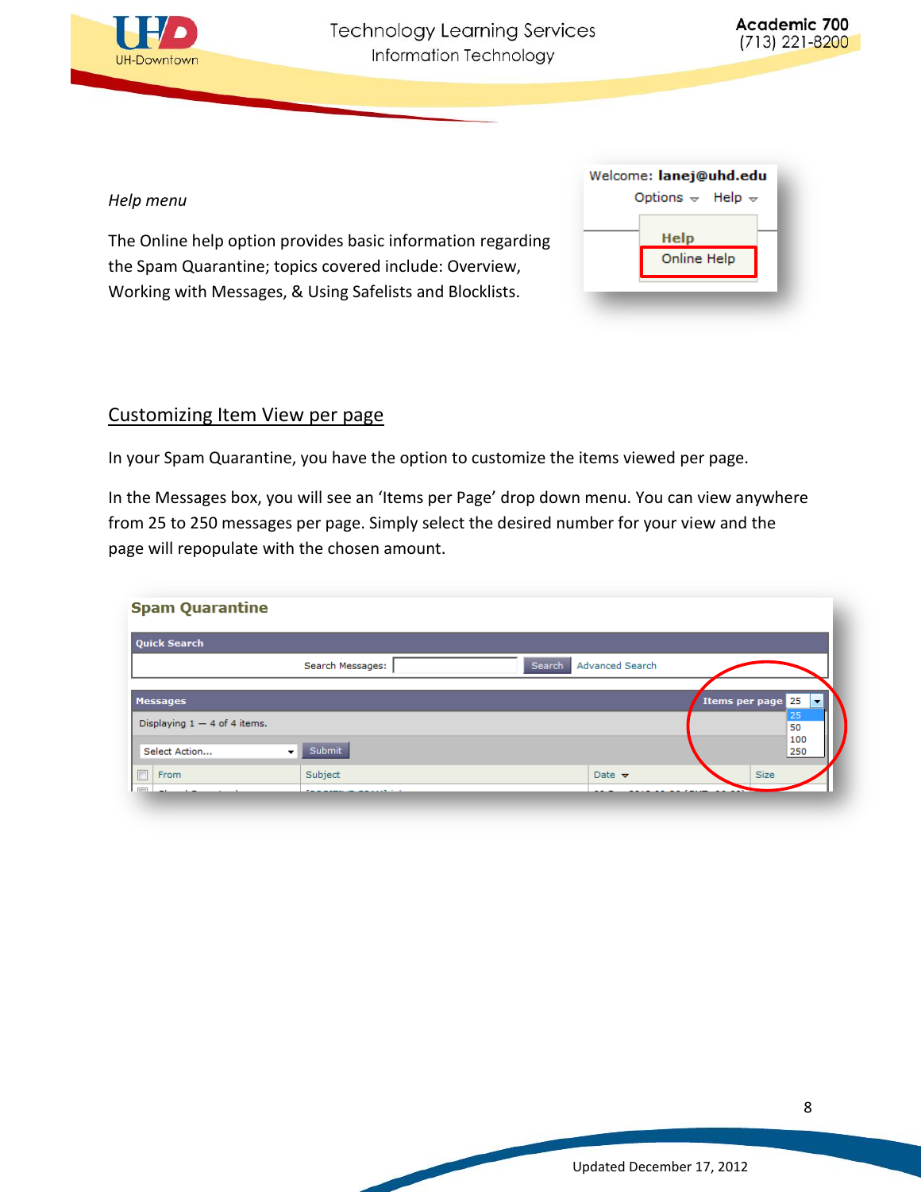*Help menu*

The Online help option provides basic information regarding the Spam Quarantine; topics covered include: Overview, Working with Messages, & Using Safelists and Blocklists.

## Customizing Item View per page

In your Spam Quarantine, you have the option to customize the items viewed per page.

In the Messages box, you will see an 'Items per Page' drop down menu. You can view anywhere from 25 to 250 messages per page. Simply select the desired number for your view and the page will repopulate with the chosen amount.

Updated December 17, 2012